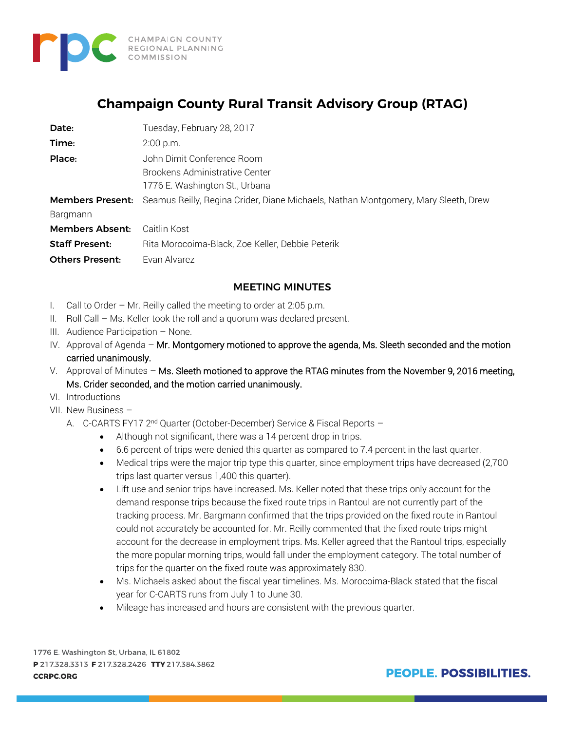CHAMPAIGN COUNTY REGIONAL PLANNING COMMISSION

# Champaign County Rural Transit Advisory Group (RTAG)

**Date:** Tuesday, February 28, 2017

**Time:** 2:00 p.m.

**Place:** John Dimit Conference Room
Brookens Administrative Center
1776 E. Washington St., Urbana

**Members Present:** Seamus Reilly, Regina Crider, Diane Michaels, Nathan Montgomery, Mary Sleeth, Drew Bargmann

**Members Absent:** Caitlin Kost

**Staff Present:** Rita Morocoima-Black, Zoe Keller, Debbie Peterik

**Others Present:** Evan Alvarez

## MEETING MINUTES

I. Call to Order – Mr. Reilly called the meeting to order at 2:05 p.m.

II. Roll Call – Ms. Keller took the roll and a quorum was declared present.

III. Audience Participation – None.

IV. Approval of Agenda – Mr. Montgomery motioned to approve the agenda, Ms. Sleeth seconded and the motion carried unanimously.

V. Approval of Minutes – Ms. Sleeth motioned to approve the RTAG minutes from the November 9, 2016 meeting, Ms. Crider seconded, and the motion carried unanimously.

VI. Introductions

VII. New Business –

A. C-CARTS FY17 2nd Quarter (October-December) Service & Fiscal Reports –

- Although not significant, there was a 14 percent drop in trips.
- 6.6 percent of trips were denied this quarter as compared to 7.4 percent in the last quarter.
- Medical trips were the major trip type this quarter, since employment trips have decreased (2,700 trips last quarter versus 1,400 this quarter).
- Lift use and senior trips have increased. Ms. Keller noted that these trips only account for the demand response trips because the fixed route trips in Rantoul are not currently part of the tracking process. Mr. Bargmann confirmed that the trips provided on the fixed route in Rantoul could not accurately be accounted for. Mr. Reilly commented that the fixed route trips might account for the decrease in employment trips. Ms. Keller agreed that the Rantoul trips, especially the more popular morning trips, would fall under the employment category. The total number of trips for the quarter on the fixed route was approximately 830.
- Ms. Michaels asked about the fiscal year timelines. Ms. Morocoima-Black stated that the fiscal year for C-CARTS runs from July 1 to June 30.
- Mileage has increased and hours are consistent with the previous quarter.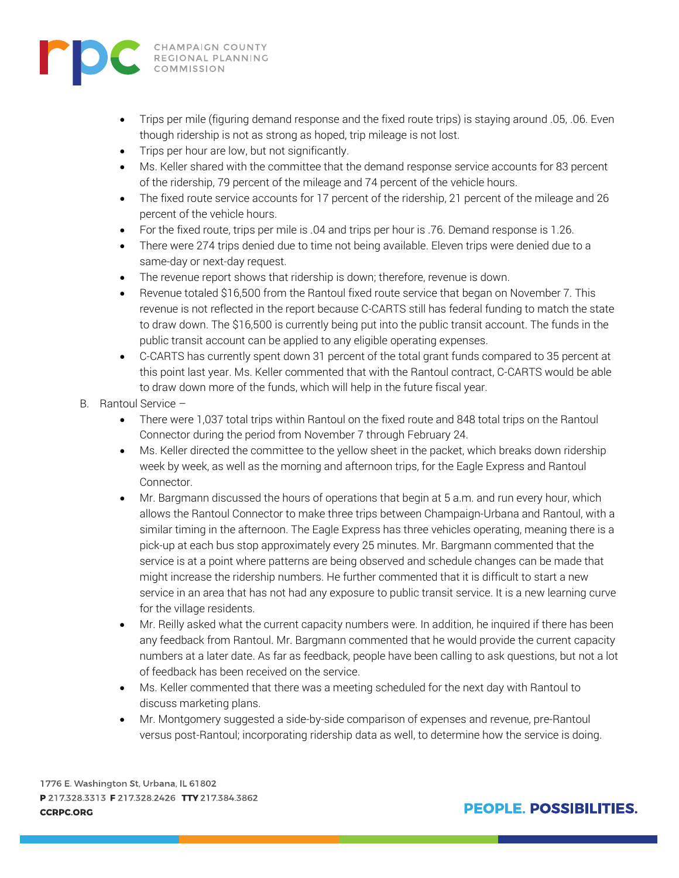- Trips per mile (figuring demand response and the fixed route trips) is staying around .05, .06. Even though ridership is not as strong as hoped, trip mileage is not lost.
- Trips per hour are low, but not significantly.
- Ms. Keller shared with the committee that the demand response service accounts for 83 percent of the ridership, 79 percent of the mileage and 74 percent of the vehicle hours.
- The fixed route service accounts for 17 percent of the ridership, 21 percent of the mileage and 26 percent of the vehicle hours.
- For the fixed route, trips per mile is .04 and trips per hour is .76. Demand response is 1.26.
- There were 274 trips denied due to time not being available. Eleven trips were denied due to a same-day or next-day request.
- The revenue report shows that ridership is down; therefore, revenue is down.
- Revenue totaled $16,500 from the Rantoul fixed route service that began on November 7. This revenue is not reflected in the report because C-CARTS still has federal funding to match the state to draw down. The $16,500 is currently being put into the public transit account. The funds in the public transit account can be applied to any eligible operating expenses.
- C-CARTS has currently spent down 31 percent of the total grant funds compared to 35 percent at this point last year. Ms. Keller commented that with the Rantoul contract, C-CARTS would be able to draw down more of the funds, which will help in the future fiscal year.

B. Rantoul Service –

- There were 1,037 total trips within Rantoul on the fixed route and 848 total trips on the Rantoul Connector during the period from November 7 through February 24.
- Ms. Keller directed the committee to the yellow sheet in the packet, which breaks down ridership week by week, as well as the morning and afternoon trips, for the Eagle Express and Rantoul Connector.
- Mr. Bargmann discussed the hours of operations that begin at 5 a.m. and run every hour, which allows the Rantoul Connector to make three trips between Champaign-Urbana and Rantoul, with a similar timing in the afternoon. The Eagle Express has three vehicles operating, meaning there is a pick-up at each bus stop approximately every 25 minutes. Mr. Bargmann commented that the service is at a point where patterns are being observed and schedule changes can be made that might increase the ridership numbers. He further commented that it is difficult to start a new service in an area that has not had any exposure to public transit service. It is a new learning curve for the village residents.
- Mr. Reilly asked what the current capacity numbers were. In addition, he inquired if there has been any feedback from Rantoul. Mr. Bargmann commented that he would provide the current capacity numbers at a later date. As far as feedback, people have been calling to ask questions, but not a lot of feedback has been received on the service.
- Ms. Keller commented that there was a meeting scheduled for the next day with Rantoul to discuss marketing plans.
- Mr. Montgomery suggested a side-by-side comparison of expenses and revenue, pre-Rantoul versus post-Rantoul; incorporating ridership data as well, to determine how the service is doing.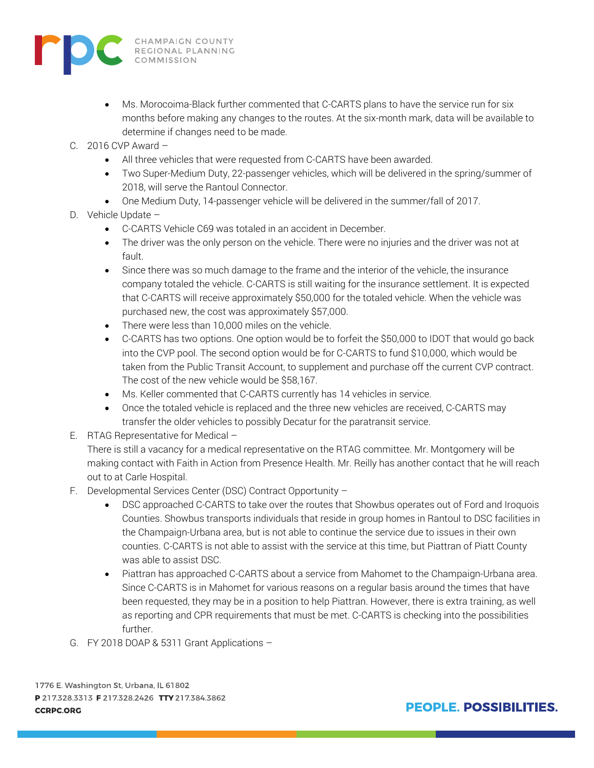- Ms. Morocoima-Black further commented that C-CARTS plans to have the service run for six months before making any changes to the routes. At the six-month mark, data will be available to determine if changes need to be made.

C. 2016 CVP Award –
   - All three vehicles that were requested from C-CARTS have been awarded.
   - Two Super-Medium Duty, 22-passenger vehicles, which will be delivered in the spring/summer of 2018, will serve the Rantoul Connector.
   - One Medium Duty, 14-passenger vehicle will be delivered in the summer/fall of 2017.

D. Vehicle Update –
   - C-CARTS Vehicle C69 was totaled in an accident in December.
   - The driver was the only person on the vehicle. There were no injuries and the driver was not at fault.
   - Since there was so much damage to the frame and the interior of the vehicle, the insurance company totaled the vehicle. C-CARTS is still waiting for the insurance settlement. It is expected that C-CARTS will receive approximately $50,000 for the totaled vehicle. When the vehicle was purchased new, the cost was approximately $57,000.
   - There were less than 10,000 miles on the vehicle.
   - C-CARTS has two options. One option would be to forfeit the $50,000 to IDOT that would go back into the CVP pool. The second option would be for C-CARTS to fund $10,000, which would be taken from the Public Transit Account, to supplement and purchase off the current CVP contract. The cost of the new vehicle would be $58,167.
   - Ms. Keller commented that C-CARTS currently has 14 vehicles in service.
   - Once the totaled vehicle is replaced and the three new vehicles are received, C-CARTS may transfer the older vehicles to possibly Decatur for the paratransit service.

E. RTAG Representative for Medical –
   There is still a vacancy for a medical representative on the RTAG committee. Mr. Montgomery will be making contact with Faith in Action from Presence Health. Mr. Reilly has another contact that he will reach out to at Carle Hospital.

F. Developmental Services Center (DSC) Contract Opportunity –
   - DSC approached C-CARTS to take over the routes that Showbus operates out of Ford and Iroquois Counties. Showbus transports individuals that reside in group homes in Rantoul to DSC facilities in the Champaign-Urbana area, but is not able to continue the service due to issues in their own counties. C-CARTS is not able to assist with the service at this time, but Piattran of Piatt County was able to assist DSC.
   - Piattran has approached C-CARTS about a service from Mahomet to the Champaign-Urbana area. Since C-CARTS is in Mahomet for various reasons on a regular basis around the times that have been requested, they may be in a position to help Piattran. However, there is extra training, as well as reporting and CPR requirements that must be met. C-CARTS is checking into the possibilities further.

G. FY 2018 DOAP & 5311 Grant Applications –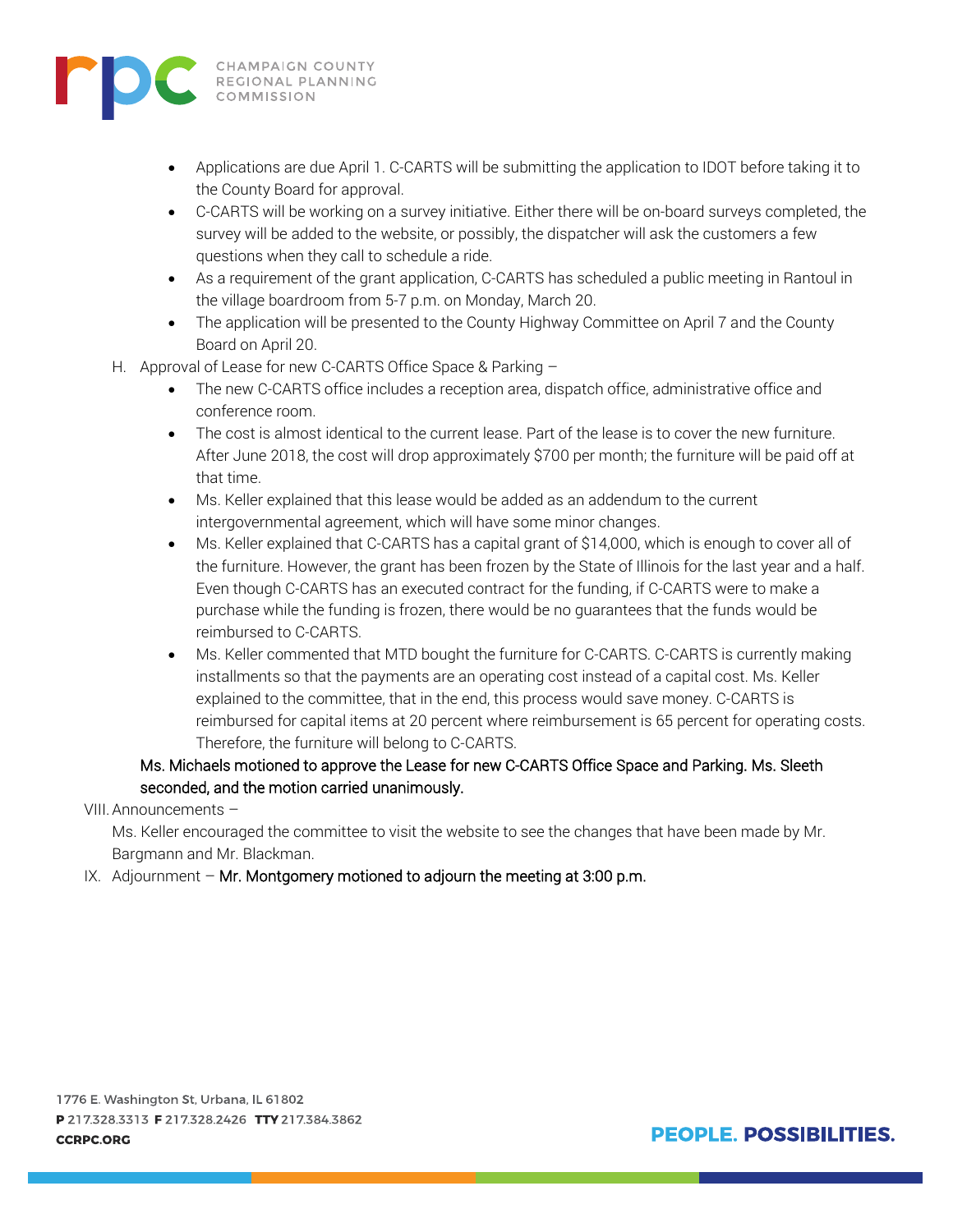- Applications are due April 1. C-CARTS will be submitting the application to IDOT before taking it to the County Board for approval.
- C-CARTS will be working on a survey initiative. Either there will be on-board surveys completed, the survey will be added to the website, or possibly, the dispatcher will ask the customers a few questions when they call to schedule a ride.
- As a requirement of the grant application, C-CARTS has scheduled a public meeting in Rantoul in the village boardroom from 5-7 p.m. on Monday, March 20.
- The application will be presented to the County Highway Committee on April 7 and the County Board on April 20.

H. Approval of Lease for new C-CARTS Office Space & Parking –

- The new C-CARTS office includes a reception area, dispatch office, administrative office and conference room.
- The cost is almost identical to the current lease. Part of the lease is to cover the new furniture. After June 2018, the cost will drop approximately $700 per month; the furniture will be paid off at that time.
- Ms. Keller explained that this lease would be added as an addendum to the current intergovernmental agreement, which will have some minor changes.
- Ms. Keller explained that C-CARTS has a capital grant of $14,000, which is enough to cover all of the furniture. However, the grant has been frozen by the State of Illinois for the last year and a half. Even though C-CARTS has an executed contract for the funding, if C-CARTS were to make a purchase while the funding is frozen, there would be no guarantees that the funds would be reimbursed to C-CARTS.
- Ms. Keller commented that MTD bought the furniture for C-CARTS. C-CARTS is currently making installments so that the payments are an operating cost instead of a capital cost. Ms. Keller explained to the committee, that in the end, this process would save money. C-CARTS is reimbursed for capital items at 20 percent where reimbursement is 65 percent for operating costs. Therefore, the furniture will belong to C-CARTS.

Ms. Michaels motioned to approve the Lease for new C-CARTS Office Space and Parking. Ms. Sleeth seconded, and the motion carried unanimously.

VIII. Announcements –

Ms. Keller encouraged the committee to visit the website to see the changes that have been made by Mr. Bargmann and Mr. Blackman.

IX. Adjournment – Mr. Montgomery motioned to adjourn the meeting at 3:00 p.m.